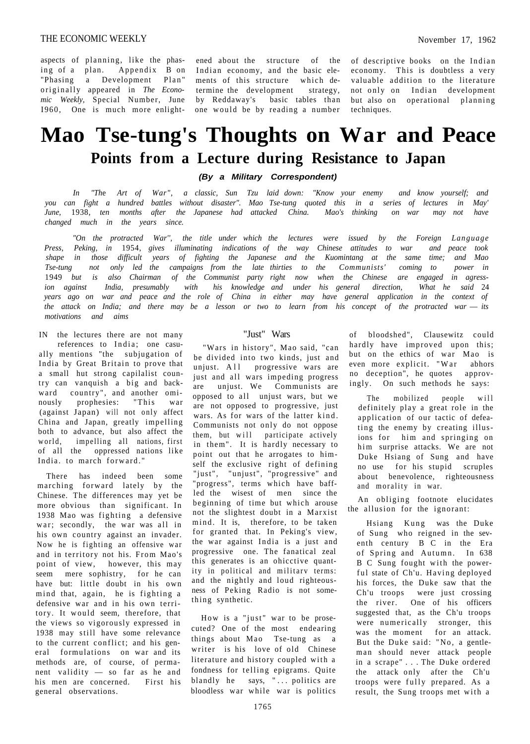aspects of planning, like the phasing of a plan. Appendix B on "Phasing a Development Plan" originally appeared in *The Economic Weekly,* Special Number, June I960, One is much more enlightened about the structure of the Indian economy, and the basic elements of this structure which determine the development strategy, by Reddaway's basic tables than one would be by reading a number of descriptive books on the Indian economy. This is doubtless a very valuable addition to the literature not only on Indian development but also on operational planning techniques.

# Mao Tse-tung's Thoughts on War and Peace

## Points from a Lecture during Resistance to Japan

***(By a Military Correspondent)***

*In "The Art of War", a classic, Sun Tzu laid down: "Know your enemy and know yourself; and you can fight a hundred battles without disaster". Mao Tse-tung quoted this in a series of lectures in May' June,* 1938, *ten months after the Japanese had attacked China. Mao's thinking on war may not have changed much in the years since.*

*"On the protracted War", the title under which the lectures were issued by the Foreign Language Press, Peking, in* 1954, *gives illuminating indications of the way Chinese attitudes to war and peace took shape in those difficult years of fighting the Japanese and the Kuomintang at the same time; and Mao Tse-tung not only led the campaigns from the late thirties to the Communists' coming to power in* 1949 *but is also Chairman of the Communist party right now when the Chinese are engaged in agression against India, presumably with his knowledge and under his general direction, What he said* 24 *years ago on war and peace and the role of China in either may have general application in the context of the attack on India; and there may be a lesson or two to learn from his concept of the protracted war — its motivations and aims*

IN the lectures there are not many references to India; one casually mentions "the subjugation of India by Great Britain to prove that a small hut strong capilalist country can vanquish a big and backward country", and another ominously prophesies: "This war (against Japan) will not only affect China and Japan, greatly impelling both to advance, but also affect the world, impelling all nations, first of all the oppressed nations like India. to march forward."

There has indeed been some marching forward lately by the Chinese. The differences may yet be more obvious than significant. In 1938 Mao was fighting a defensive war; secondly, the war was all in his own country against an invader. Now he is fighting an offensive war and in territory not his. From Mao's point of view, however, this may seem mere sophistry, for he can have but: little doubt in his own mind that, again, he is fighting a defensive war and in his own territory. It would seem, therefore, that the views so vigorously expressed in 1938 may still have some relevance to the current conflict; and his general formulations on war and its methods are, of course, of permanent validity — so far as he and his men are concerned. First his general observations.

### "Just" Wars

"Wars in history", Mao said, "can be divided into two kinds, just and unjust. All progressive wars are just and all wars impeding progress are unjust. We Communists are opposed to all unjust wars, but we are not opposed to progressive, just wars. As for wars of the latter kind. Communists not only do not oppose them, but will participate actively in them". It is hardly necessary to point out that he arrogates to himself the exclusive right of defining "just", "unjust", "progressive" and "progress", terms which have baffled the wisest of men since the beginning of time but which arouse not the slightest doubt in a Marxist mind. It is, therefore, to be taken for granted that. In Peking's view, the war against India is a just and progressive one. The fanatical zeal this generates is an ohicctive quantity in political and militarv terms: and the nightly and loud righteousness of Peking Radio is not something synthetic.

How is a "just" war to be prosecuted? One of the most endearing things about Mao Tse-tung as a writer is his love of old Chinese literature and history coupled with a fondness for telling epigrams. Quite blandly he says, "... politics are bloodless war while war is politics of bloodshed", Clausewitz could hardly have improved upon this; but on the ethics of war Mao is even more explicit. "War abhors no deception", he quotes approvingly. On such methods he says:

> The mobilized people will definitely play a great role in the application of our tactic of defeating the enemy by creating illusions for him and springing on him surprise attacks. We are not Duke Hsiang of Sung and have no use for his stupid scruples about benevolence, righteousness and morality in war.

An obliging footnote elucidates the allusion for the ignorant:

> Hsiang Kung was the Duke of Sung who reigned in the seventh century B C in the Era of Spring and Autumn. In 638 B C Sung fought with the powerful state of Ch'u. Having deployed his forces, the Duke saw that the Ch'u troops were just crossing the river. One of his officers suggested that, as the Ch'u troops were numerically stronger, this was the moment for an attack. But the Duke said: "No, a gentleman should never attack people in a scrape" . . . The Duke ordered the attack only after the Ch'u troops were fully prepared. As a result, the Sung troops met with a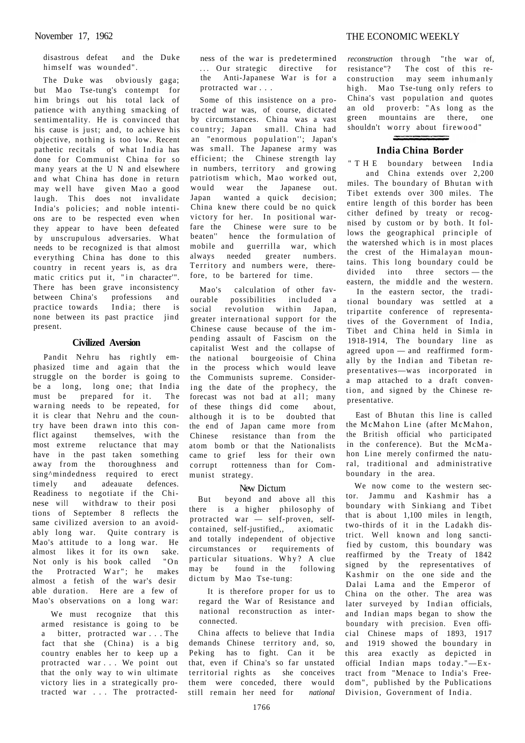disastrous defeat and the Duke himself was wounded".

The Duke was obviously gaga; but Mao Tse-tung's contempt for him brings out his total lack of patience with anything smacking of sentimentality. He is convinced that his cause is just; and, to achieve his objective, nothing is too low. Recent pathetic recitals of what India has done for Communist China for so many years at the U N and elsewhere and what China has done in return may well have given Mao a good laugh. This does not invalidate India's policies; and noble intentions are to be respected even when they appear to have been defeated by unscrupulous adversaries. What needs to be recognized is that almost everything China has done to this country in recent years is, as dramatic critics put it, "in character'". There has been grave inconsistency between China's professions and practice towards India; there is none between its past practice jind present.

### Civilized Aversion

Pandit Nehru has rightly emphasized time and again that the struggle on the border is going to be a long, long one; that India must be prepared for it. The warning needs to be repeated, for it is clear that Nehru and the country have been drawn into this conflict against themselves, with the most extreme reluctance that may have in the past taken something away from the thoroughness and sing^mindedness required to erect timely and adeauate defences. Readiness to negotiate if the Chinese will withdraw to their positions of September 8 reflects the same civilized aversion to an avoidably long war. Quite contrary is Mao's attitude to a long war. He almost likes it for its own sake. Not only is his book called "On the Protracted War"; he makes almost a fetish of the war's desirable duration. Here are a few of Mao's observations on a long war:

> We must recognize that this armed resistance is going to be a bitter, protracted war . . . The fact that she (China) is a big country enables her to keep up a protracted war . . . We point out that the only way to win ultimate victory lies in a strategically protracted war . . . The protractedness of the war is predetermined ... Our strategic directive for the Anti-Japanese War is for a protracted war . . .

Some of this insistence on a protracted war was, of course, dictated by circumstances. China was a vast country; Japan small. China had an "enormous population''; Japan's was small. The Japanese army was efficient; the Chinese strength lay in numbers, territory and growing patriotism which, Mao worked out, would wear the Japanese out. Japan wanted a quick decision; China knew there could be no quick victory for her. In positional warfare the Chinese were sure to be beaten" hence the formulation of mobile and guerrilla war, which always needed greater numbers. Territory and numbers were, therefore, to be bartered for time.

Mao's calculation of other favourable possibilities included a social revolution within Japan, greater international support for the Chinese cause because of the impending assault of Fascism on the capitalist West and the collapse of the national bourgeoisie of China in the process which would leave the Communists supreme. Considering the date of the prophecy, the forecast was not bad at all; many of these things did come about, although it is to be doubted that the end of Japan came more from Chinese resistance than from the atom bomb or that the Nationalists came to grief less for their own corrupt rottenness than for Communist strategy.

### New Dictum

But beyond and above all this there is a higher philosophy of protracted war — self-proven, self-contained, self-justified,, axiomatic and totally independent of objective circumstances or requirements of particular situations. Why? A clue may be found in the following dictum by Mao Tse-tung:

> It is therefore proper for us to regard the War of Resistance and national reconstruction as interconnected.

China affects to believe that India demands Chinese territory and, so, Peking has to fight. Can it be that, even if China's so far unstated territorial rights as she conceives them were conceded, there would still remain her need for *national reconstruction* through "the war of, resistance"? The cost of this reconstruction may seem inhumanly high. Mao Tse-tung only refers to China's vast population and quotes an old proverb: "As long as the green mountains are there, one shouldn't worry about firewood"

### India China Border

"THE boundary between India and China extends over 2,200 miles. The boundary of Bhutan with Tibet extends over 300 miles. The entire length of this border has been cither defined by treaty or recognised by custom or by both. It follows the geographical principle of the watershed which is in most places the crest of the Himalayan mountains. This long boundary could be divided into three sectors — the eastern, the middle and the western.

In the eastern sector, the traditional boundary was settled at a tripartite conference of representatives of the Government of India, Tibet and China held in Simla in 1918-1914, The boundary line as agreed upon — and reaffirmed formally by the Indian and Tibetan representatives—was incorporated in a map attached to a draft convention, and signed by the Chinese representative.

East of Bhutan this line is called the McMahon Line (after McMahon, the British official who participated in the conference). But the McMahon Line merely confirmed the natural, traditional and administrative boundary in the area.

We now come to the western sector. Jammu and Kashmir has a boundary with Sinkiang and Tibet that is about 1,100 miles in length, two-thirds of it in the Ladakh district. Well known and long sanctified by custom, this boundary was reaffirmed by the Treaty of 1842 signed by the representatives of Kashmir on the one side and the Dalai Lama and the Emperor of China on the other. The area was later surveyed by Indian officials, and Indian maps began to show the boundary with precision. Even official Chinese maps of 1893, 1917 and 1919 showed the boundary in this area exactly as depicted in official Indian maps today."—Extract from "Menace to India's Freedom", published by the Publications Division, Government of India.